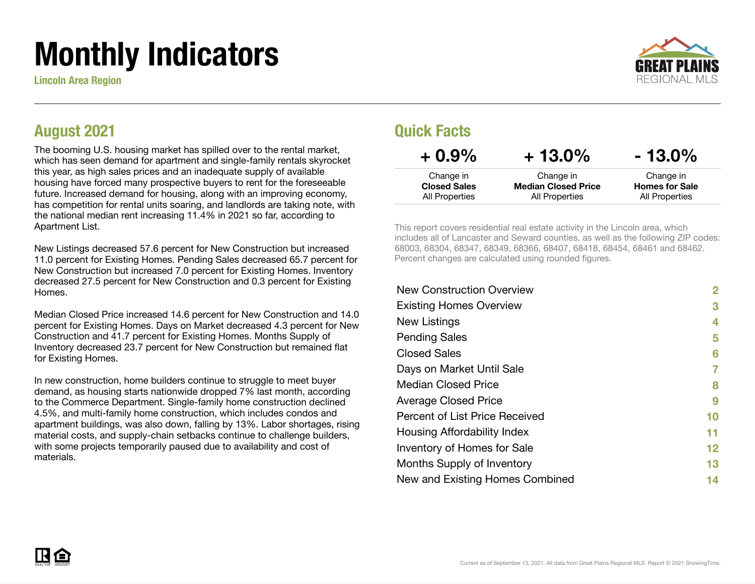# Monthly Indicators

**Lincoln Area Region**

GREAT PLAINS REGIONAL MLS

## August 2021

The booming U.S. housing market has spilled over to the rental market, which has seen demand for apartment and single-family rentals skyrocket this year, as high sales prices and an inadequate supply of available housing have forced many prospective buyers to rent for the foreseeable future. Increased demand for housing, along with an improving economy, has competition for rental units soaring, and landlords are taking note, with the national median rent increasing 11.4% in 2021 so far, according to Apartment List.

New Listings decreased 57.6 percent for New Construction but increased 11.0 percent for Existing Homes. Pending Sales decreased 65.7 percent for New Construction but increased 7.0 percent for Existing Homes. Inventory decreased 27.5 percent for New Construction and 0.3 percent for Existing Homes.

Median Closed Price increased 14.6 percent for New Construction and 14.0 percent for Existing Homes. Days on Market decreased 4.3 percent for New Construction and 41.7 percent for Existing Homes. Months Supply of Inventory decreased 23.7 percent for New Construction but remained flat for Existing Homes.

In new construction, home builders continue to struggle to meet buyer demand, as housing starts nationwide dropped 7% last month, according to the Commerce Department. Single-family home construction declined 4.5%, and multi-family home construction, which includes condos and apartment buildings, was also down, falling by 13%. Labor shortages, rising material costs, and supply-chain setbacks continue to challenge builders, with some projects temporarily paused due to availability and cost of materials.

## Quick Facts

| + 0.9% | + 13.0% | - 13.0% |
|---|---|---|
| Change in **Closed Sales** All Properties | Change in **Median Closed Price** All Properties | Change in **Homes for Sale** All Properties |

This report covers residential real estate activity in the Lincoln area, which includes all of Lancaster and Seward counties, as well as the following ZIP codes: 68003, 68304, 68347, 68349, 68366, 68407, 68418, 68454, 68461 and 68462. Percent changes are calculated using rounded figures.

| | |
|---|---|
| New Construction Overview | 2 |
| Existing Homes Overview | 3 |
| New Listings | 4 |
| Pending Sales | 5 |
| Closed Sales | 6 |
| Days on Market Until Sale | 7 |
| Median Closed Price | 8 |
| Average Closed Price | 9 |
| Percent of List Price Received | 10 |
| Housing Affordability Index | 11 |
| Inventory of Homes for Sale | 12 |
| Months Supply of Inventory | 13 |
| New and Existing Homes Combined | 14 |

Current as of September 13, 2021. All data from Great Plains Regional MLS. Report © 2021 ShowingTime.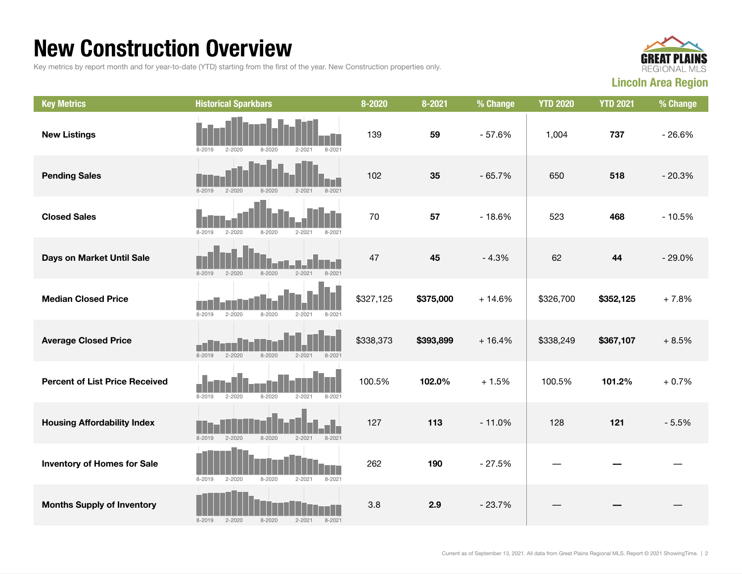# New Construction Overview

Key metrics by report month and for year-to-date (YTD) starting from the first of the year. New Construction properties only.

GREAT PLAINS REGIONAL MLS

**Lincoln Area Region**

| Key Metrics | Historical Sparkbars | 8-2020 | 8-2021 | % Change | YTD 2020 | YTD 2021 | % Change |
|---|---|---|---|---|---|---|---|
| **New Listings** | 8-2019 2-2020 8-2020 2-2021 8-2021 | 139 | **59** | - 57.6% | 1,004 | **737** | - 26.6% |
| **Pending Sales** | 8-2019 2-2020 8-2020 2-2021 8-2021 | 102 | **35** | - 65.7% | 650 | **518** | - 20.3% |
| **Closed Sales** | 8-2019 2-2020 8-2020 2-2021 8-2021 | 70 | **57** | - 18.6% | 523 | **468** | - 10.5% |
| **Days on Market Until Sale** | 8-2019 2-2020 8-2020 2-2021 8-2021 | 47 | **45** | - 4.3% | 62 | **44** | - 29.0% |
| **Median Closed Price** | 8-2019 2-2020 8-2020 2-2021 8-2021 | $327,125 | **$375,000** | + 14.6% | $326,700 | **$352,125** | + 7.8% |
| **Average Closed Price** | 8-2019 2-2020 8-2020 2-2021 8-2021 | $338,373 | **$393,899** | + 16.4% | $338,249 | **$367,107** | + 8.5% |
| **Percent of List Price Received** | 8-2019 2-2020 8-2020 2-2021 8-2021 | 100.5% | **102.0%** | + 1.5% | 100.5% | **101.2%** | + 0.7% |
| **Housing Affordability Index** | 8-2019 2-2020 8-2020 2-2021 8-2021 | 127 | **113** | - 11.0% | 128 | **121** | - 5.5% |
| **Inventory of Homes for Sale** | 8-2019 2-2020 8-2020 2-2021 8-2021 | 262 | **190** | - 27.5% | — | **—** | — |
| **Months Supply of Inventory** | 8-2019 2-2020 8-2020 2-2021 8-2021 | 3.8 | **2.9** | - 23.7% | — | **—** | — |

Current as of September 13, 2021. All data from Great Plains Regional MLS. Report © 2021 ShowingTime.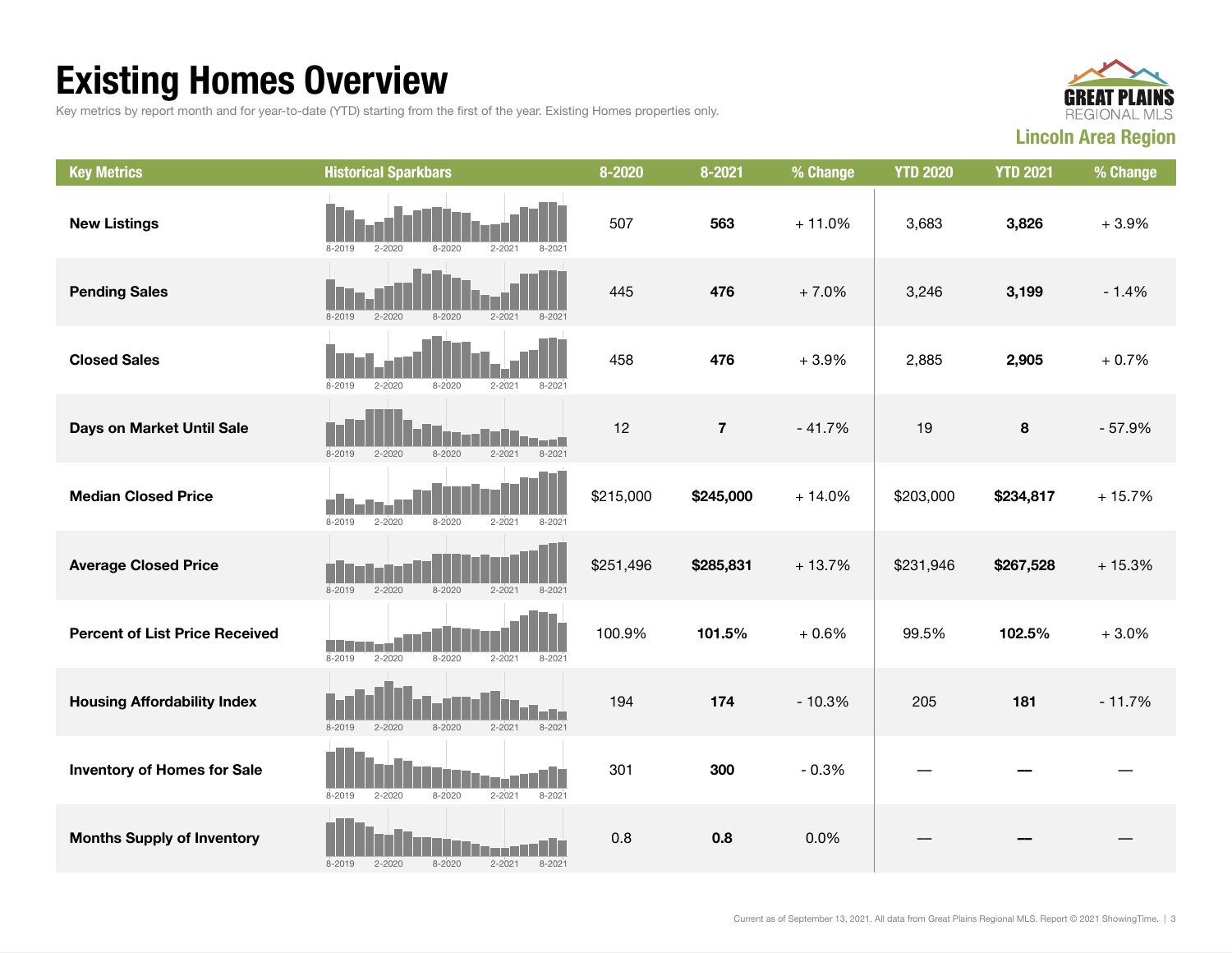# Existing Homes Overview

Key metrics by report month and for year-to-date (YTD) starting from the first of the year. Existing Homes properties only.

**Lincoln Area Region**

| Key Metrics | Historical Sparkbars | 8-2020 | 8-2021 | % Change | YTD 2020 | YTD 2021 | % Change |
|---|---|---|---|---|---|---|---|
| **New Listings** | 8-2019 2-2020 8-2020 2-2021 8-2021 | 507 | **563** | + 11.0% | 3,683 | **3,826** | + 3.9% |
| **Pending Sales** | 8-2019 2-2020 8-2020 2-2021 8-2021 | 445 | **476** | + 7.0% | 3,246 | **3,199** | - 1.4% |
| **Closed Sales** | 8-2019 2-2020 8-2020 2-2021 8-2021 | 458 | **476** | + 3.9% | 2,885 | **2,905** | + 0.7% |
| **Days on Market Until Sale** | 8-2019 2-2020 8-2020 2-2021 8-2021 | 12 | **7** | - 41.7% | 19 | **8** | - 57.9% |
| **Median Closed Price** | 8-2019 2-2020 8-2020 2-2021 8-2021 | $215,000 | **$245,000** | + 14.0% | $203,000 | **$234,817** | + 15.7% |
| **Average Closed Price** | 8-2019 2-2020 8-2020 2-2021 8-2021 | $251,496 | **$285,831** | + 13.7% | $231,946 | **$267,528** | + 15.3% |
| **Percent of List Price Received** | 8-2019 2-2020 8-2020 2-2021 8-2021 | 100.9% | **101.5%** | + 0.6% | 99.5% | **102.5%** | + 3.0% |
| **Housing Affordability Index** | 8-2019 2-2020 8-2020 2-2021 8-2021 | 194 | **174** | - 10.3% | 205 | **181** | - 11.7% |
| **Inventory of Homes for Sale** | 8-2019 2-2020 8-2020 2-2021 8-2021 | 301 | **300** | - 0.3% | — | **—** | — |
| **Months Supply of Inventory** | 8-2019 2-2020 8-2020 2-2021 8-2021 | 0.8 | **0.8** | 0.0% | — | **—** | — |

Current as of September 13, 2021. All data from Great Plains Regional MLS. Report © 2021 ShowingTime.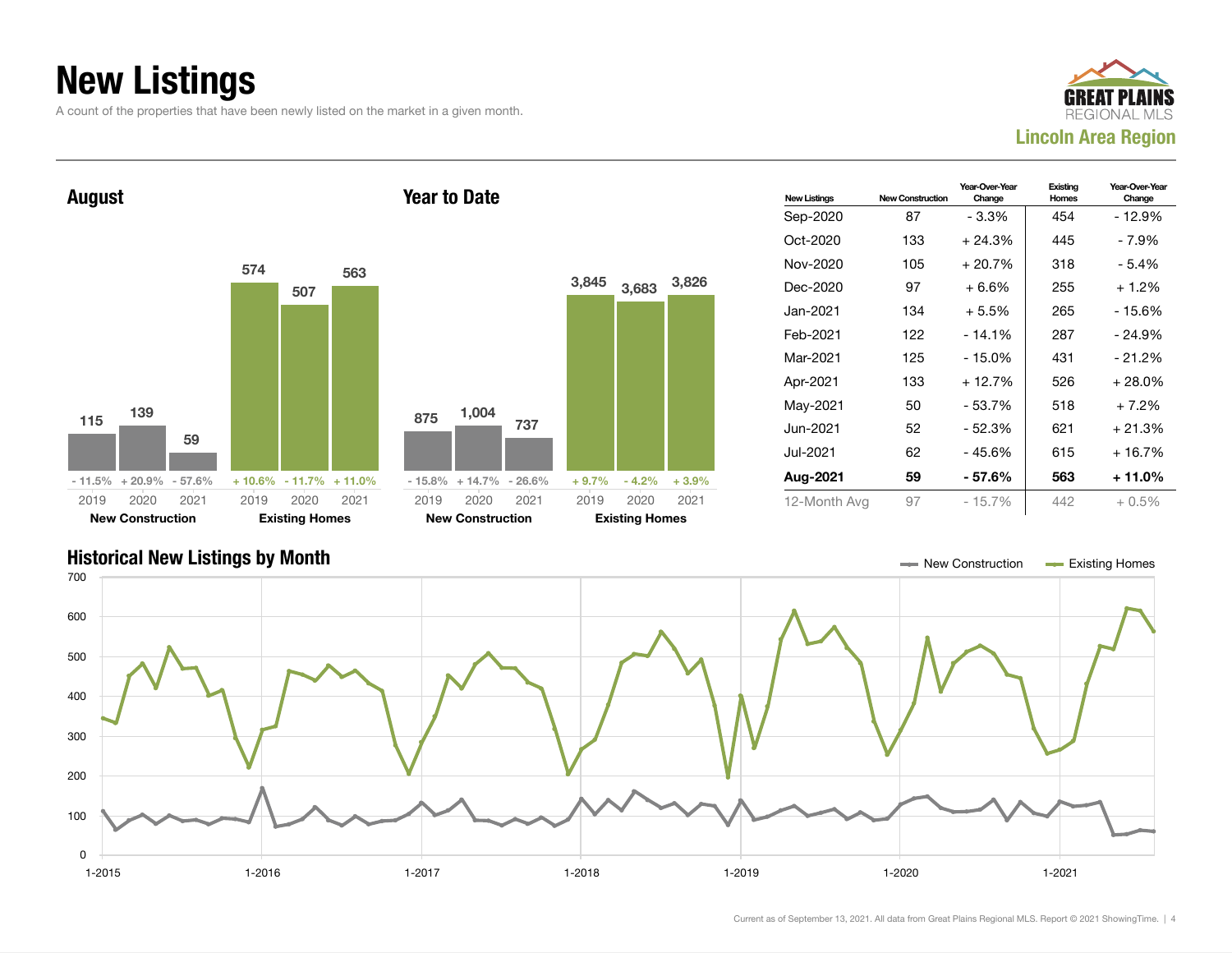# New Listings

A count of the properties that have been newly listed on the market in a given month.

GREAT PLAINS REGIONAL MLS
Lincoln Area Region

## August

| | 2019 | 2020 | 2021 |
|---|---|---|---|
| New Construction | 115 | 139 | 59 |
| Change | - 11.5% | + 20.9% | - 57.6% |
| Existing Homes | 574 | 507 | 563 |
| Change | + 10.6% | - 11.7% | + 11.0% |

## Year to Date

| | 2019 | 2020 | 2021 |
|---|---|---|---|
| New Construction | 875 | 1,004 | 737 |
| Change | - 15.8% | + 14.7% | - 26.6% |
| Existing Homes | 3,845 | 3,683 | 3,826 |
| Change | + 9.7% | - 4.2% | + 3.9% |

| New Listings | New Construction | Year-Over-Year Change | Existing Homes | Year-Over-Year Change |
|---|---|---|---|---|
| Sep-2020 | 87 | - 3.3% | 454 | - 12.9% |
| Oct-2020 | 133 | + 24.3% | 445 | - 7.9% |
| Nov-2020 | 105 | + 20.7% | 318 | - 5.4% |
| Dec-2020 | 97 | + 6.6% | 255 | + 1.2% |
| Jan-2021 | 134 | + 5.5% | 265 | - 15.6% |
| Feb-2021 | 122 | - 14.1% | 287 | - 24.9% |
| Mar-2021 | 125 | - 15.0% | 431 | - 21.2% |
| Apr-2021 | 133 | + 12.7% | 526 | + 28.0% |
| May-2021 | 50 | - 53.7% | 518 | + 7.2% |
| Jun-2021 | 52 | - 52.3% | 621 | + 21.3% |
| Jul-2021 | 62 | - 45.6% | 615 | + 16.7% |
| **Aug-2021** | **59** | **- 57.6%** | **563** | **+ 11.0%** |
| 12-Month Avg | 97 | - 15.7% | 442 | + 0.5% |

## Historical New Listings by Month

Legend: New Construction, Existing Homes

Y-axis: 0, 100, 200, 300, 400, 500, 600, 700

X-axis: 1-2015, 1-2016, 1-2017, 1-2018, 1-2019, 1-2020, 1-2021

Current as of September 13, 2021. All data from Great Plains Regional MLS. Report © 2021 ShowingTime.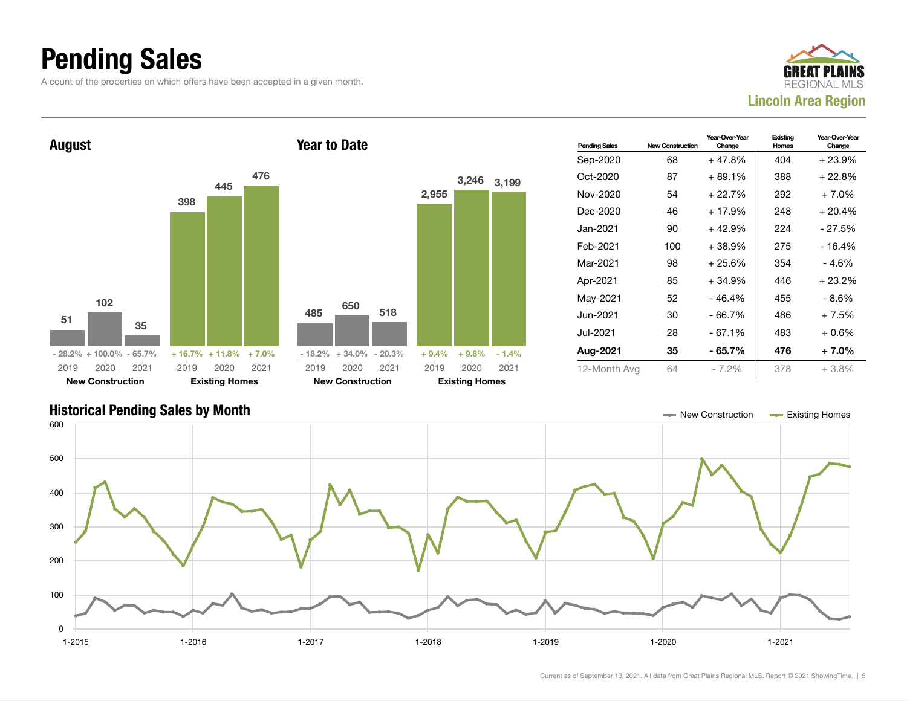# Pending Sales

A count of the properties on which offers have been accepted in a given month.

GREAT PLAINS REGIONAL MLS
**Lincoln Area Region**

## August

| | 2019 | 2020 | 2021 |
|---|---|---|---|
| New Construction | 51 | 102 | 35 |
| Change | - 28.2% | + 100.0% | - 65.7% |
| Existing Homes | 398 | 445 | 476 |
| Change | + 16.7% | + 11.8% | + 7.0% |

## Year to Date

| | 2019 | 2020 | 2021 |
|---|---|---|---|
| New Construction | 485 | 650 | 518 |
| Change | - 18.2% | + 34.0% | - 20.3% |
| Existing Homes | 2,955 | 3,246 | 3,199 |
| Change | + 9.4% | + 9.8% | - 1.4% |

| Pending Sales | New Construction | Year-Over-Year Change | Existing Homes | Year-Over-Year Change |
|---|---|---|---|---|
| Sep-2020 | 68 | + 47.8% | 404 | + 23.9% |
| Oct-2020 | 87 | + 89.1% | 388 | + 22.8% |
| Nov-2020 | 54 | + 22.7% | 292 | + 7.0% |
| Dec-2020 | 46 | + 17.9% | 248 | + 20.4% |
| Jan-2021 | 90 | + 42.9% | 224 | - 27.5% |
| Feb-2021 | 100 | + 38.9% | 275 | - 16.4% |
| Mar-2021 | 98 | + 25.6% | 354 | - 4.6% |
| Apr-2021 | 85 | + 34.9% | 446 | + 23.2% |
| May-2021 | 52 | - 46.4% | 455 | - 8.6% |
| Jun-2021 | 30 | - 66.7% | 486 | + 7.5% |
| Jul-2021 | 28 | - 67.1% | 483 | + 0.6% |
| **Aug-2021** | **35** | **- 65.7%** | **476** | **+ 7.0%** |
| 12-Month Avg | 64 | - 7.2% | 378 | + 3.8% |

## Historical Pending Sales by Month

New Construction | Existing Homes

Current as of September 13, 2021. All data from Great Plains Regional MLS. Report © 2021 ShowingTime.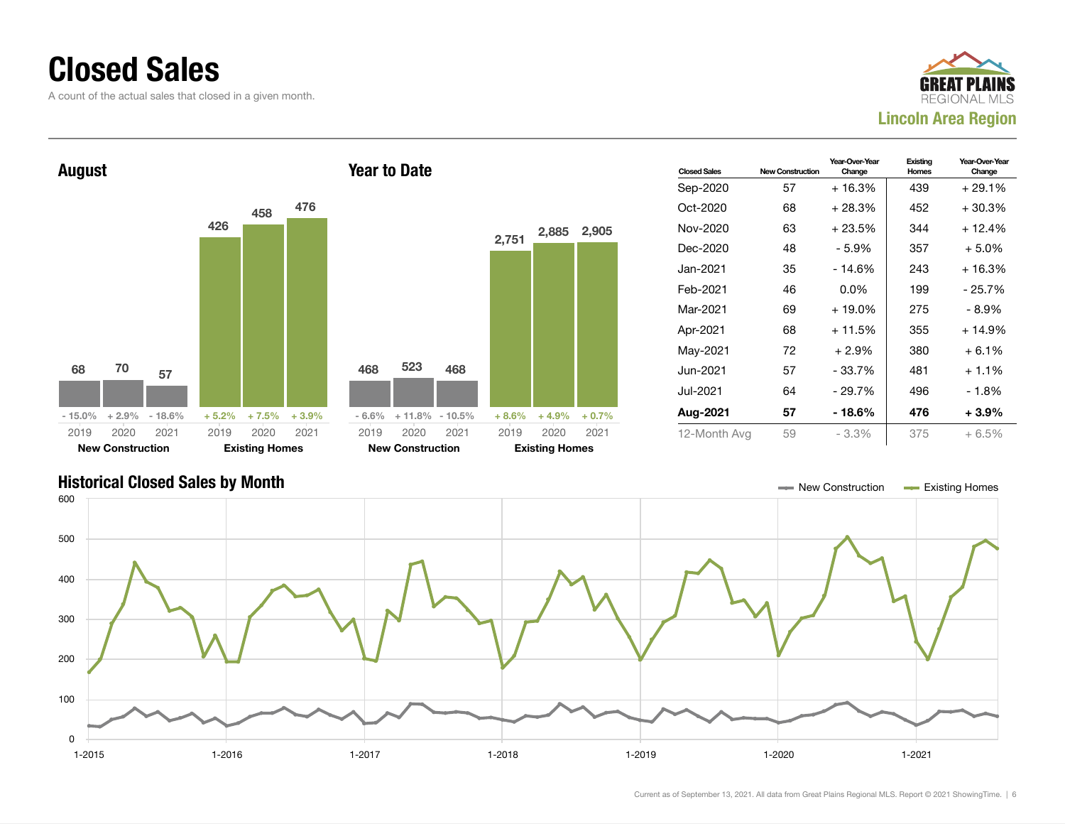# Closed Sales

A count of the actual sales that closed in a given month.

GREAT PLAINS REGIONAL MLS

**Lincoln Area Region**

## August

| | 2019 | 2020 | 2021 |
|---|---|---|---|
| New Construction | 68 | 70 | 57 |
| Change | - 15.0% | + 2.9% | - 18.6% |
| Existing Homes | 426 | 458 | 476 |
| Change | + 5.2% | + 7.5% | + 3.9% |

## Year to Date

| | 2019 | 2020 | 2021 |
|---|---|---|---|
| New Construction | 468 | 523 | 468 |
| Change | - 6.6% | + 11.8% | - 10.5% |
| Existing Homes | 2,751 | 2,885 | 2,905 |
| Change | + 8.6% | + 4.9% | + 0.7% |

| Closed Sales | New Construction | Year-Over-Year Change | Existing Homes | Year-Over-Year Change |
|---|---|---|---|---|
| Sep-2020 | 57 | + 16.3% | 439 | + 29.1% |
| Oct-2020 | 68 | + 28.3% | 452 | + 30.3% |
| Nov-2020 | 63 | + 23.5% | 344 | + 12.4% |
| Dec-2020 | 48 | - 5.9% | 357 | + 5.0% |
| Jan-2021 | 35 | - 14.6% | 243 | + 16.3% |
| Feb-2021 | 46 | 0.0% | 199 | - 25.7% |
| Mar-2021 | 69 | + 19.0% | 275 | - 8.9% |
| Apr-2021 | 68 | + 11.5% | 355 | + 14.9% |
| May-2021 | 72 | + 2.9% | 380 | + 6.1% |
| Jun-2021 | 57 | - 33.7% | 481 | + 1.1% |
| Jul-2021 | 64 | - 29.7% | 496 | - 1.8% |
| **Aug-2021** | **57** | **- 18.6%** | **476** | **+ 3.9%** |
| 12-Month Avg | 59 | - 3.3% | 375 | + 6.5% |

## Historical Closed Sales by Month

New Construction | Existing Homes

Current as of September 13, 2021. All data from Great Plains Regional MLS. Report © 2021 ShowingTime.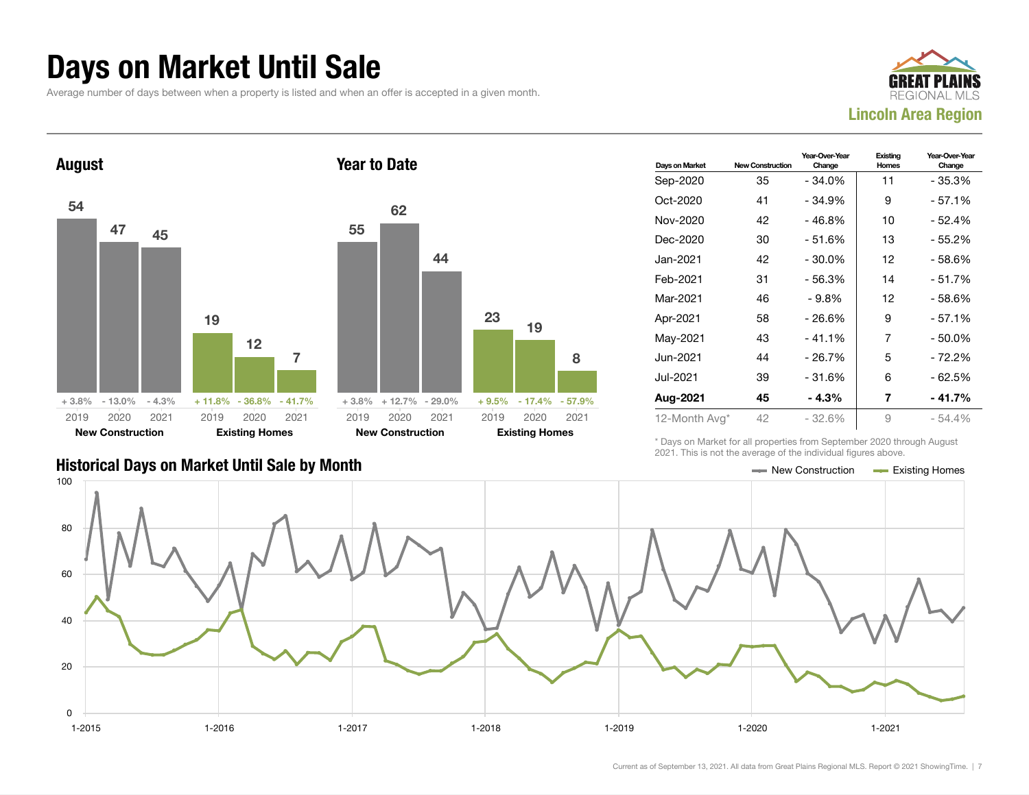# Days on Market Until Sale

Average number of days between when a property is listed and when an offer is accepted in a given month.

GREAT PLAINS REGIONAL MLS

**Lincoln Area Region**

## August

| | 2019 | 2020 | 2021 |
|---|---|---|---|
| New Construction | 54 | 47 | 45 |
| Change | + 3.8% | - 13.0% | - 4.3% |
| Existing Homes | 19 | 12 | 7 |
| Change | + 11.8% | - 36.8% | - 41.7% |

## Year to Date

| | 2019 | 2020 | 2021 |
|---|---|---|---|
| New Construction | 55 | 62 | 44 |
| Change | + 3.8% | + 12.7% | - 29.0% |
| Existing Homes | 23 | 19 | 8 |
| Change | + 9.5% | - 17.4% | - 57.9% |

| Days on Market | New Construction | Year-Over-Year Change | Existing Homes | Year-Over-Year Change |
|---|---|---|---|---|
| Sep-2020 | 35 | - 34.0% | 11 | - 35.3% |
| Oct-2020 | 41 | - 34.9% | 9 | - 57.1% |
| Nov-2020 | 42 | - 46.8% | 10 | - 52.4% |
| Dec-2020 | 30 | - 51.6% | 13 | - 55.2% |
| Jan-2021 | 42 | - 30.0% | 12 | - 58.6% |
| Feb-2021 | 31 | - 56.3% | 14 | - 51.7% |
| Mar-2021 | 46 | - 9.8% | 12 | - 58.6% |
| Apr-2021 | 58 | - 26.6% | 9 | - 57.1% |
| May-2021 | 43 | - 41.1% | 7 | - 50.0% |
| Jun-2021 | 44 | - 26.7% | 5 | - 72.2% |
| Jul-2021 | 39 | - 31.6% | 6 | - 62.5% |
| **Aug-2021** | **45** | **- 4.3%** | **7** | **- 41.7%** |
| 12-Month Avg* | 42 | - 32.6% | 9 | - 54.4% |

\* Days on Market for all properties from September 2020 through August 2021. This is not the average of the individual figures above.

## Historical Days on Market Until Sale by Month

Legend: New Construction, Existing Homes

Y-axis: 0–100; X-axis: 1-2015, 1-2016, 1-2017, 1-2018, 1-2019, 1-2020, 1-2021

Current as of September 13, 2021. All data from Great Plains Regional MLS. Report © 2021 ShowingTime.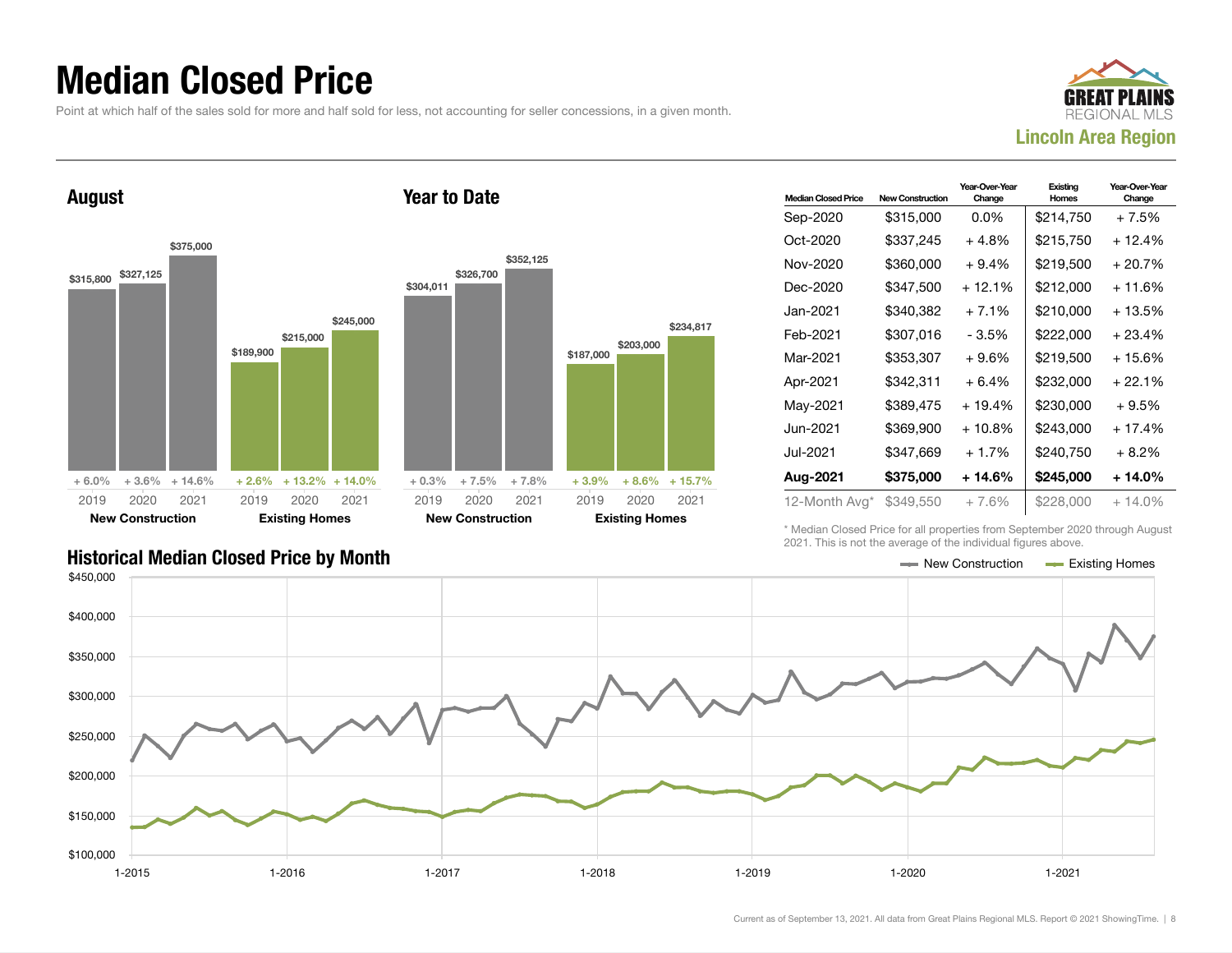# Median Closed Price

Point at which half of the sales sold for more and half sold for less, not accounting for seller concessions, in a given month.

GREAT PLAINS REGIONAL MLS

**Lincoln Area Region**

## August

| | New Construction | | | Existing Homes | | |
|---|---|---|---|---|---|---|
| Year | 2019 | 2020 | 2021 | 2019 | 2020 | 2021 |
| Median Closed Price | $315,800 | $327,125 | $375,000 | $189,900 | $215,000 | $245,000 |
| Change | + 6.0% | + 3.6% | + 14.6% | + 2.6% | + 13.2% | + 14.0% |

## Year to Date

| | New Construction | | | Existing Homes | | |
|---|---|---|---|---|---|---|
| Year | 2019 | 2020 | 2021 | 2019 | 2020 | 2021 |
| Median Closed Price | $304,011 | $326,700 | $352,125 | $187,000 | $203,000 | $234,817 |
| Change | + 0.3% | + 7.5% | + 7.8% | + 3.9% | + 8.6% | + 15.7% |

| Median Closed Price | New Construction | Year-Over-Year Change | Existing Homes | Year-Over-Year Change |
|---|---|---|---|---|
| Sep-2020 | $315,000 | 0.0% | $214,750 | + 7.5% |
| Oct-2020 | $337,245 | + 4.8% | $215,750 | + 12.4% |
| Nov-2020 | $360,000 | + 9.4% | $219,500 | + 20.7% |
| Dec-2020 | $347,500 | + 12.1% | $212,000 | + 11.6% |
| Jan-2021 | $340,382 | + 7.1% | $210,000 | + 13.5% |
| Feb-2021 | $307,016 | - 3.5% | $222,000 | + 23.4% |
| Mar-2021 | $353,307 | + 9.6% | $219,500 | + 15.6% |
| Apr-2021 | $342,311 | + 6.4% | $232,000 | + 22.1% |
| May-2021 | $389,475 | + 19.4% | $230,000 | + 9.5% |
| Jun-2021 | $369,900 | + 10.8% | $243,000 | + 17.4% |
| Jul-2021 | $347,669 | + 1.7% | $240,750 | + 8.2% |
| **Aug-2021** | **$375,000** | **+ 14.6%** | **$245,000** | **+ 14.0%** |
| 12-Month Avg* | $349,550 | + 7.6% | $228,000 | + 14.0% |

\* Median Closed Price for all properties from September 2020 through August 2021. This is not the average of the individual figures above.

## Historical Median Closed Price by Month

New Construction — Existing Homes

$450,000 · $400,000 · $350,000 · $300,000 · $250,000 · $200,000 · $150,000 · $100,000

1-2015 · 1-2016 · 1-2017 · 1-2018 · 1-2019 · 1-2020 · 1-2021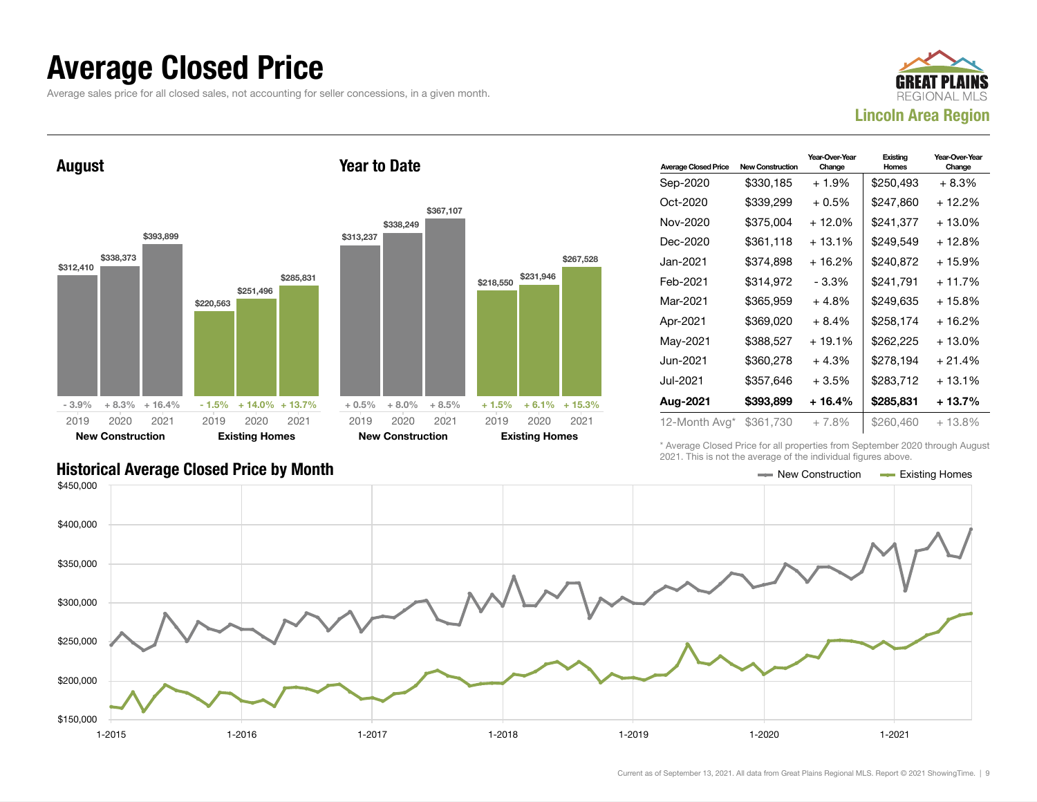# Average Closed Price

Average sales price for all closed sales, not accounting for seller concessions, in a given month.

GREAT PLAINS REGIONAL MLS
**Lincoln Area Region**

### August

| | 2019 | 2020 | 2021 |
|---|---|---|---|
| New Construction | $312,410 | $338,373 | $393,899 |
| Change | - 3.9% | + 8.3% | + 16.4% |
| Existing Homes | $220,563 | $251,496 | $285,831 |
| Change | - 1.5% | + 14.0% | + 13.7% |

### Year to Date

| | 2019 | 2020 | 2021 |
|---|---|---|---|
| New Construction | $313,237 | $338,249 | $367,107 |
| Change | + 0.5% | + 8.0% | + 8.5% |
| Existing Homes | $218,550 | $231,946 | $267,528 |
| Change | + 1.5% | + 6.1% | + 15.3% |

| Average Closed Price | New Construction | Year-Over-Year Change | Existing Homes | Year-Over-Year Change |
|---|---|---|---|---|
| Sep-2020 | $330,185 | + 1.9% | $250,493 | + 8.3% |
| Oct-2020 | $339,299 | + 0.5% | $247,860 | + 12.2% |
| Nov-2020 | $375,004 | + 12.0% | $241,377 | + 13.0% |
| Dec-2020 | $361,118 | + 13.1% | $249,549 | + 12.8% |
| Jan-2021 | $374,898 | + 16.2% | $240,872 | + 15.9% |
| Feb-2021 | $314,972 | - 3.3% | $241,791 | + 11.7% |
| Mar-2021 | $365,959 | + 4.8% | $249,635 | + 15.8% |
| Apr-2021 | $369,020 | + 8.4% | $258,174 | + 16.2% |
| May-2021 | $388,527 | + 19.1% | $262,225 | + 13.0% |
| Jun-2021 | $360,278 | + 4.3% | $278,194 | + 21.4% |
| Jul-2021 | $357,646 | + 3.5% | $283,712 | + 13.1% |
| **Aug-2021** | **$393,899** | **+ 16.4%** | **$285,831** | **+ 13.7%** |
| 12-Month Avg* | $361,730 | + 7.8% | $260,460 | + 13.8% |

\* Average Closed Price for all properties from September 2020 through August 2021. This is not the average of the individual figures above.

### Historical Average Closed Price by Month

New Construction — Existing Homes

$450,000 · $400,000 · $350,000 · $300,000 · $250,000 · $200,000 · $150,000

1-2015 · 1-2016 · 1-2017 · 1-2018 · 1-2019 · 1-2020 · 1-2021

Current as of September 13, 2021. All data from Great Plains Regional MLS. Report © 2021 ShowingTime.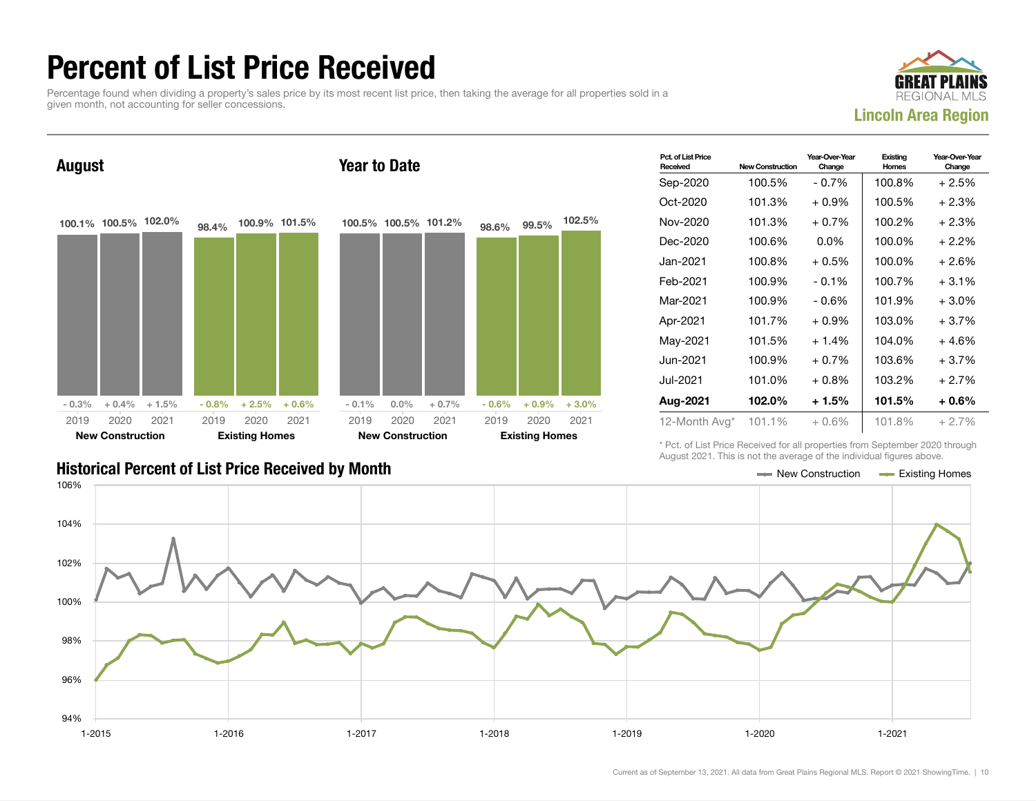# Percent of List Price Received

Percentage found when dividing a property's sales price by its most recent list price, then taking the average for all properties sold in a given month, not accounting for seller concessions.

**GREAT PLAINS REGIONAL MLS**
**Lincoln Area Region**

## August

| | 2019 | 2020 | 2021 |
|---|---|---|---|
| New Construction | 100.1% | 100.5% | 102.0% |
| Change | - 0.3% | + 0.4% | + 1.5% |
| Existing Homes | 98.4% | 100.9% | 101.5% |
| Change | - 0.8% | + 2.5% | + 0.6% |

## Year to Date

| | 2019 | 2020 | 2021 |
|---|---|---|---|
| New Construction | 100.5% | 100.5% | 101.2% |
| Change | - 0.1% | 0.0% | + 0.7% |
| Existing Homes | 98.6% | 99.5% | 102.5% |
| Change | - 0.6% | + 0.9% | + 3.0% |

| Pct. of List Price Received | New Construction | Year-Over-Year Change | Existing Homes | Year-Over-Year Change |
|---|---|---|---|---|
| Sep-2020 | 100.5% | - 0.7% | 100.8% | + 2.5% |
| Oct-2020 | 101.3% | + 0.9% | 100.5% | + 2.3% |
| Nov-2020 | 101.3% | + 0.7% | 100.2% | + 2.3% |
| Dec-2020 | 100.6% | 0.0% | 100.0% | + 2.2% |
| Jan-2021 | 100.8% | + 0.5% | 100.0% | + 2.6% |
| Feb-2021 | 100.9% | - 0.1% | 100.7% | + 3.1% |
| Mar-2021 | 100.9% | - 0.6% | 101.9% | + 3.0% |
| Apr-2021 | 101.7% | + 0.9% | 103.0% | + 3.7% |
| May-2021 | 101.5% | + 1.4% | 104.0% | + 4.6% |
| Jun-2021 | 100.9% | + 0.7% | 103.6% | + 3.7% |
| Jul-2021 | 101.0% | + 0.8% | 103.2% | + 2.7% |
| **Aug-2021** | **102.0%** | **+ 1.5%** | **101.5%** | **+ 0.6%** |
| 12-Month Avg* | 101.1% | + 0.6% | 101.8% | + 2.7% |

\* Pct. of List Price Received for all properties from September 2020 through August 2021. This is not the average of the individual figures above.

## Historical Percent of List Price Received by Month

New Construction — Existing Homes

Current as of September 13, 2021. All data from Great Plains Regional MLS. Report © 2021 ShowingTime.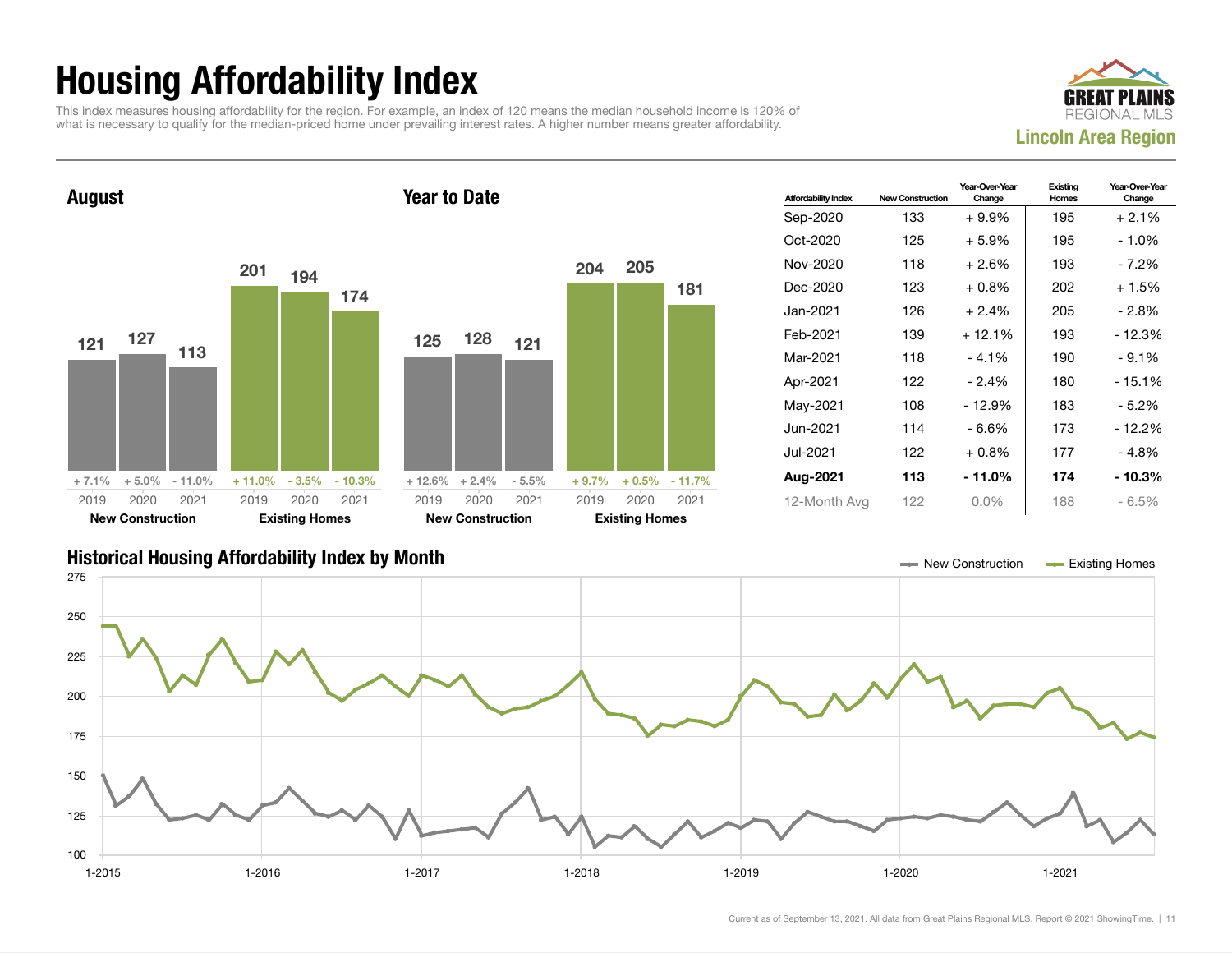# Housing Affordability Index

This index measures housing affordability for the region. For example, an index of 120 means the median household income is 120% of what is necessary to qualify for the median-priced home under prevailing interest rates. A higher number means greater affordability.

**GREAT PLAINS REGIONAL MLS**

**Lincoln Area Region**

## August

| | 2019 | 2020 | 2021 |
|---|---|---|---|
| New Construction | 121 | 127 | 113 |
| Change | + 7.1% | + 5.0% | - 11.0% |
| Existing Homes | 201 | 194 | 174 |
| Change | + 11.0% | - 3.5% | - 10.3% |

## Year to Date

| | 2019 | 2020 | 2021 |
|---|---|---|---|
| New Construction | 125 | 128 | 121 |
| Change | + 12.6% | + 2.4% | - 5.5% |
| Existing Homes | 204 | 205 | 181 |
| Change | + 9.7% | + 0.5% | - 11.7% |

| Affordability Index | New Construction | Year-Over-Year Change | Existing Homes | Year-Over-Year Change |
|---|---|---|---|---|
| Sep-2020 | 133 | + 9.9% | 195 | + 2.1% |
| Oct-2020 | 125 | + 5.9% | 195 | - 1.0% |
| Nov-2020 | 118 | + 2.6% | 193 | - 7.2% |
| Dec-2020 | 123 | + 0.8% | 202 | + 1.5% |
| Jan-2021 | 126 | + 2.4% | 205 | - 2.8% |
| Feb-2021 | 139 | + 12.1% | 193 | - 12.3% |
| Mar-2021 | 118 | - 4.1% | 190 | - 9.1% |
| Apr-2021 | 122 | - 2.4% | 180 | - 15.1% |
| May-2021 | 108 | - 12.9% | 183 | - 5.2% |
| Jun-2021 | 114 | - 6.6% | 173 | - 12.2% |
| Jul-2021 | 122 | + 0.8% | 177 | - 4.8% |
| **Aug-2021** | **113** | **- 11.0%** | **174** | **- 10.3%** |
| 12-Month Avg | 122 | 0.0% | 188 | - 6.5% |

## Historical Housing Affordability Index by Month

New Construction | Existing Homes

Current as of September 13, 2021. All data from Great Plains Regional MLS. Report © 2021 ShowingTime.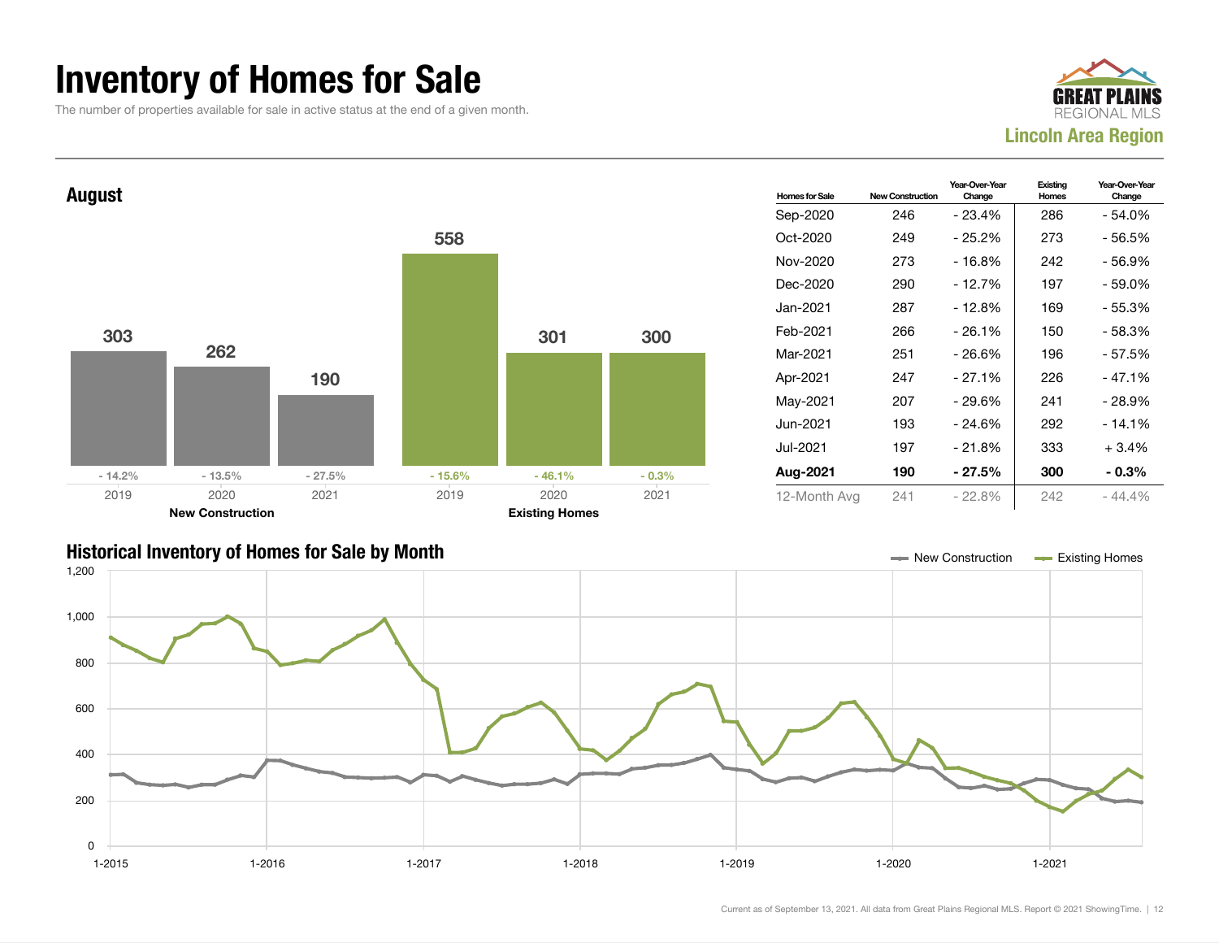# Inventory of Homes for Sale

The number of properties available for sale in active status at the end of a given month.

GREAT PLAINS REGIONAL MLS

**Lincoln Area Region**

## August

| | 2019 | 2020 | 2021 |
|---|---|---|---|
| **New Construction** | 303 | 262 | 190 |
| Year-Over-Year Change | - 14.2% | - 13.5% | - 27.5% |
| **Existing Homes** | 558 | 301 | 300 |
| Year-Over-Year Change | - 15.6% | - 46.1% | - 0.3% |

| Homes for Sale | New Construction | Year-Over-Year Change | Existing Homes | Year-Over-Year Change |
|---|---|---|---|---|
| Sep-2020 | 246 | - 23.4% | 286 | - 54.0% |
| Oct-2020 | 249 | - 25.2% | 273 | - 56.5% |
| Nov-2020 | 273 | - 16.8% | 242 | - 56.9% |
| Dec-2020 | 290 | - 12.7% | 197 | - 59.0% |
| Jan-2021 | 287 | - 12.8% | 169 | - 55.3% |
| Feb-2021 | 266 | - 26.1% | 150 | - 58.3% |
| Mar-2021 | 251 | - 26.6% | 196 | - 57.5% |
| Apr-2021 | 247 | - 27.1% | 226 | - 47.1% |
| May-2021 | 207 | - 29.6% | 241 | - 28.9% |
| Jun-2021 | 193 | - 24.6% | 292 | - 14.1% |
| Jul-2021 | 197 | - 21.8% | 333 | + 3.4% |
| **Aug-2021** | **190** | **- 27.5%** | **300** | **- 0.3%** |
| 12-Month Avg | 241 | - 22.8% | 242 | - 44.4% |

## Historical Inventory of Homes for Sale by Month

New Construction — Existing Homes

Current as of September 13, 2021. All data from Great Plains Regional MLS. Report © 2021 ShowingTime.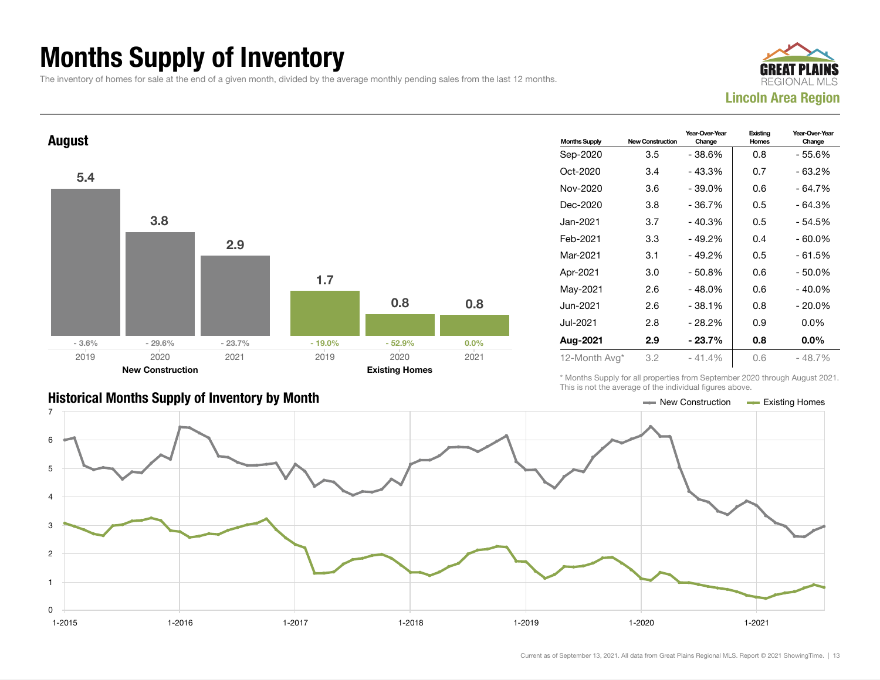# Months Supply of Inventory

The inventory of homes for sale at the end of a given month, divided by the average monthly pending sales from the last 12 months.

GREAT PLAINS REGIONAL MLS
**Lincoln Area Region**

## August

| | 2019 | 2020 | 2021 |
|---|---|---|---|
| New Construction | 5.4 | 3.8 | 2.9 |
| Year-Over-Year Change | - 3.6% | - 29.6% | - 23.7% |
| Existing Homes | 1.7 | 0.8 | 0.8 |
| Year-Over-Year Change | - 19.0% | - 52.9% | 0.0% |

| Months Supply | New Construction | Year-Over-Year Change | Existing Homes | Year-Over-Year Change |
|---|---|---|---|---|
| Sep-2020 | 3.5 | - 38.6% | 0.8 | - 55.6% |
| Oct-2020 | 3.4 | - 43.3% | 0.7 | - 63.2% |
| Nov-2020 | 3.6 | - 39.0% | 0.6 | - 64.7% |
| Dec-2020 | 3.8 | - 36.7% | 0.5 | - 64.3% |
| Jan-2021 | 3.7 | - 40.3% | 0.5 | - 54.5% |
| Feb-2021 | 3.3 | - 49.2% | 0.4 | - 60.0% |
| Mar-2021 | 3.1 | - 49.2% | 0.5 | - 61.5% |
| Apr-2021 | 3.0 | - 50.8% | 0.6 | - 50.0% |
| May-2021 | 2.6 | - 48.0% | 0.6 | - 40.0% |
| Jun-2021 | 2.6 | - 38.1% | 0.8 | - 20.0% |
| Jul-2021 | 2.8 | - 28.2% | 0.9 | 0.0% |
| **Aug-2021** | **2.9** | **- 23.7%** | **0.8** | **0.0%** |
| 12-Month Avg* | 3.2 | - 41.4% | 0.6 | - 48.7% |

\* Months Supply for all properties from September 2020 through August 2021. This is not the average of the individual figures above.

## Historical Months Supply of Inventory by Month

Legend: New Construction, Existing Homes

Current as of September 13, 2021. All data from Great Plains Regional MLS. Report © 2021 ShowingTime.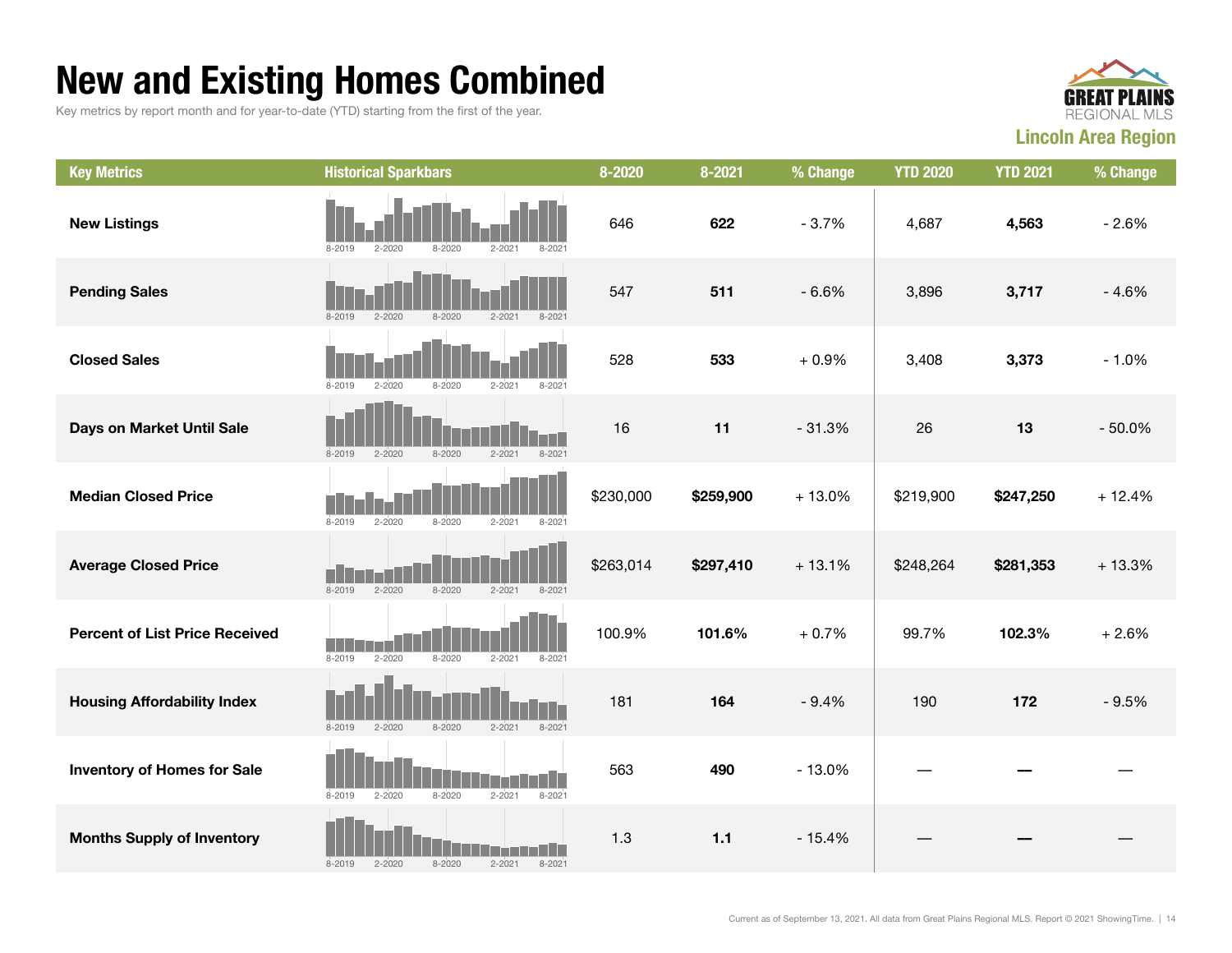# New and Existing Homes Combined

Key metrics by report month and for year-to-date (YTD) starting from the first of the year.

GREAT PLAINS REGIONAL MLS

**Lincoln Area Region**

| Key Metrics | Historical Sparkbars | 8-2020 | 8-2021 | % Change | YTD 2020 | YTD 2021 | % Change |
|---|---|---|---|---|---|---|---|
| **New Listings** | 8-2019 2-2020 8-2020 2-2021 8-2021 | 646 | **622** | - 3.7% | 4,687 | **4,563** | - 2.6% |
| **Pending Sales** | 8-2019 2-2020 8-2020 2-2021 8-2021 | 547 | **511** | - 6.6% | 3,896 | **3,717** | - 4.6% |
| **Closed Sales** | 8-2019 2-2020 8-2020 2-2021 8-2021 | 528 | **533** | + 0.9% | 3,408 | **3,373** | - 1.0% |
| **Days on Market Until Sale** | 8-2019 2-2020 8-2020 2-2021 8-2021 | 16 | **11** | - 31.3% | 26 | **13** | - 50.0% |
| **Median Closed Price** | 8-2019 2-2020 8-2020 2-2021 8-2021 | $230,000 | **$259,900** | + 13.0% | $219,900 | **$247,250** | + 12.4% |
| **Average Closed Price** | 8-2019 2-2020 8-2020 2-2021 8-2021 | $263,014 | **$297,410** | + 13.1% | $248,264 | **$281,353** | + 13.3% |
| **Percent of List Price Received** | 8-2019 2-2020 8-2020 2-2021 8-2021 | 100.9% | **101.6%** | + 0.7% | 99.7% | **102.3%** | + 2.6% |
| **Housing Affordability Index** | 8-2019 2-2020 8-2020 2-2021 8-2021 | 181 | **164** | - 9.4% | 190 | **172** | - 9.5% |
| **Inventory of Homes for Sale** | 8-2019 2-2020 8-2020 2-2021 8-2021 | 563 | **490** | - 13.0% | — | — | — |
| **Months Supply of Inventory** | 8-2019 2-2020 8-2020 2-2021 8-2021 | 1.3 | **1.1** | - 15.4% | — | — | — |

Current as of September 13, 2021. All data from Great Plains Regional MLS. Report © 2021 ShowingTime.